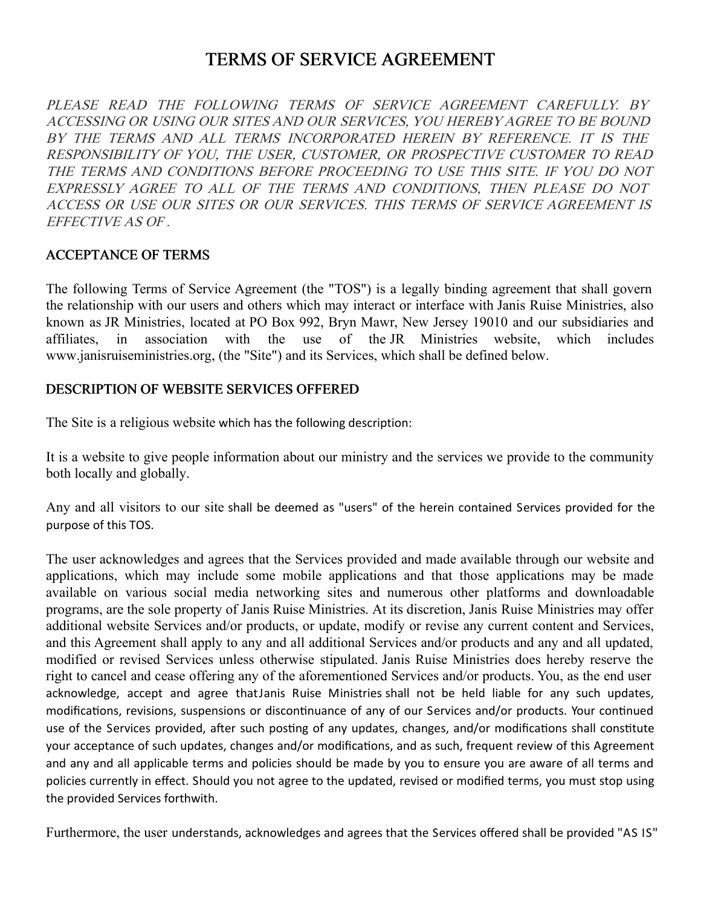# TERMS OF SERVICE AGREEMENT

*PLEASE READ THE FOLLOWING TERMS OF SERVICE AGREEMENT CAREFULLY. BY ACCESSING OR USING OUR SITES AND OUR SERVICES, YOU HEREBY AGREE TO BE BOUND BY THE TERMS AND ALL TERMS INCORPORATED HEREIN BY REFERENCE. IT IS THE RESPONSIBILITY OF YOU, THE USER, CUSTOMER, OR PROSPECTIVE CUSTOMER TO READ THE TERMS AND CONDITIONS BEFORE PROCEEDING TO USE THIS SITE. IF YOU DO NOT EXPRESSLY AGREE TO ALL OF THE TERMS AND CONDITIONS, THEN PLEASE DO NOT ACCESS OR USE OUR SITES OR OUR SERVICES. THIS TERMS OF SERVICE AGREEMENT IS EFFECTIVE AS OF .*

## ACCEPTANCE OF TERMS

The following Terms of Service Agreement (the "TOS") is a legally binding agreement that shall govern the relationship with our users and others which may interact or interface with Janis Ruise Ministries, also known as JR Ministries, located at PO Box 992, Bryn Mawr, New Jersey 19010 and our subsidiaries and affiliates, in association with the use of the JR Ministries website, which includes www.janisruiseministries.org, (the "Site") and its Services, which shall be defined below.

## DESCRIPTION OF WEBSITE SERVICES OFFERED

The Site is a religious website which has the following description:

It is a website to give people information about our ministry and the services we provide to the community both locally and globally.

Any and all visitors to our site shall be deemed as "users" of the herein contained Services provided for the purpose of this TOS.

The user acknowledges and agrees that the Services provided and made available through our website and applications, which may include some mobile applications and that those applications may be made available on various social media networking sites and numerous other platforms and downloadable programs, are the sole property of Janis Ruise Ministries. At its discretion, Janis Ruise Ministries may offer additional website Services and/or products, or update, modify or revise any current content and Services, and this Agreement shall apply to any and all additional Services and/or products and any and all updated, modified or revised Services unless otherwise stipulated. Janis Ruise Ministries does hereby reserve the right to cancel and cease offering any of the aforementioned Services and/or products. You, as the end user acknowledge, accept and agree that Janis Ruise Ministries shall not be held liable for any such updates, modifications, revisions, suspensions or discontinuance of any of our Services and/or products. Your continued use of the Services provided, after such posting of any updates, changes, and/or modifications shall constitute your acceptance of such updates, changes and/or modifications, and as such, frequent review of this Agreement and any and all applicable terms and policies should be made by you to ensure you are aware of all terms and policies currently in effect. Should you not agree to the updated, revised or modified terms, you must stop using the provided Services forthwith.

Furthermore, the user understands, acknowledges and agrees that the Services offered shall be provided "AS IS"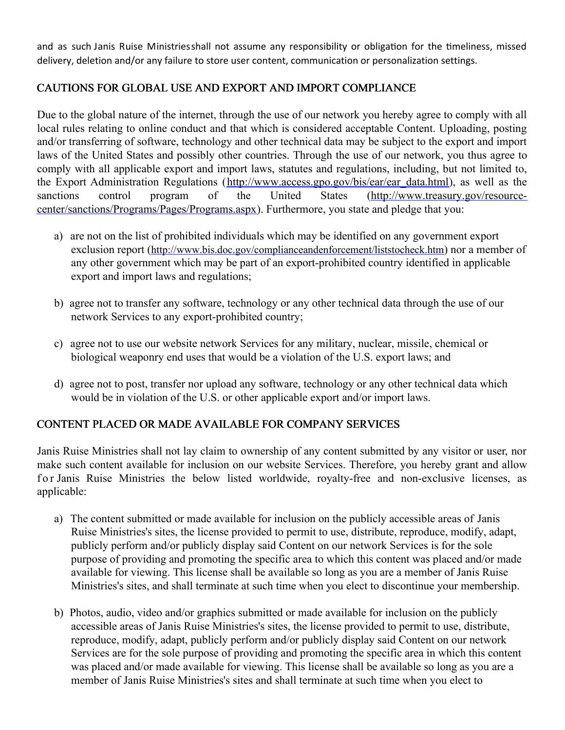and as such Janis Ruise Ministriesshall not assume any responsibility or obligation for the timeliness, missed delivery, deletion and/or any failure to store user content, communication or personalization settings.

## CAUTIONS FOR GLOBAL USE AND EXPORT AND IMPORT COMPLIANCE

Due to the global nature of the internet, through the use of our network you hereby agree to comply with all local rules relating to online conduct and that which is considered acceptable Content. Uploading, posting and/or transferring of software, technology and other technical data may be subject to the export and import laws of the United States and possibly other countries. Through the use of our network, you thus agree to comply with all applicable export and import laws, statutes and regulations, including, but not limited to, the Export Administration Regulations (http://www.access.gpo.gov/bis/ear/ear_data.html), as well as the sanctions control program of the United States (http://www.treasury.gov/resource-center/sanctions/Programs/Pages/Programs.aspx). Furthermore, you state and pledge that you:

a) are not on the list of prohibited individuals which may be identified on any government export exclusion report (http://www.bis.doc.gov/complianceandenforcement/liststocheck.htm) nor a member of any other government which may be part of an export-prohibited country identified in applicable export and import laws and regulations;

b) agree not to transfer any software, technology or any other technical data through the use of our network Services to any export-prohibited country;

c) agree not to use our website network Services for any military, nuclear, missile, chemical or biological weaponry end uses that would be a violation of the U.S. export laws; and

d) agree not to post, transfer nor upload any software, technology or any other technical data which would be in violation of the U.S. or other applicable export and/or import laws.

## CONTENT PLACED OR MADE AVAILABLE FOR COMPANY SERVICES

Janis Ruise Ministries shall not lay claim to ownership of any content submitted by any visitor or user, nor make such content available for inclusion on our website Services. Therefore, you hereby grant and allow for Janis Ruise Ministries the below listed worldwide, royalty-free and non-exclusive licenses, as applicable:

a) The content submitted or made available for inclusion on the publicly accessible areas of Janis Ruise Ministries's sites, the license provided to permit to use, distribute, reproduce, modify, adapt, publicly perform and/or publicly display said Content on our network Services is for the sole purpose of providing and promoting the specific area to which this content was placed and/or made available for viewing. This license shall be available so long as you are a member of Janis Ruise Ministries's sites, and shall terminate at such time when you elect to discontinue your membership.

b) Photos, audio, video and/or graphics submitted or made available for inclusion on the publicly accessible areas of Janis Ruise Ministries's sites, the license provided to permit to use, distribute, reproduce, modify, adapt, publicly perform and/or publicly display said Content on our network Services are for the sole purpose of providing and promoting the specific area in which this content was placed and/or made available for viewing. This license shall be available so long as you are a member of Janis Ruise Ministries's sites and shall terminate at such time when you elect to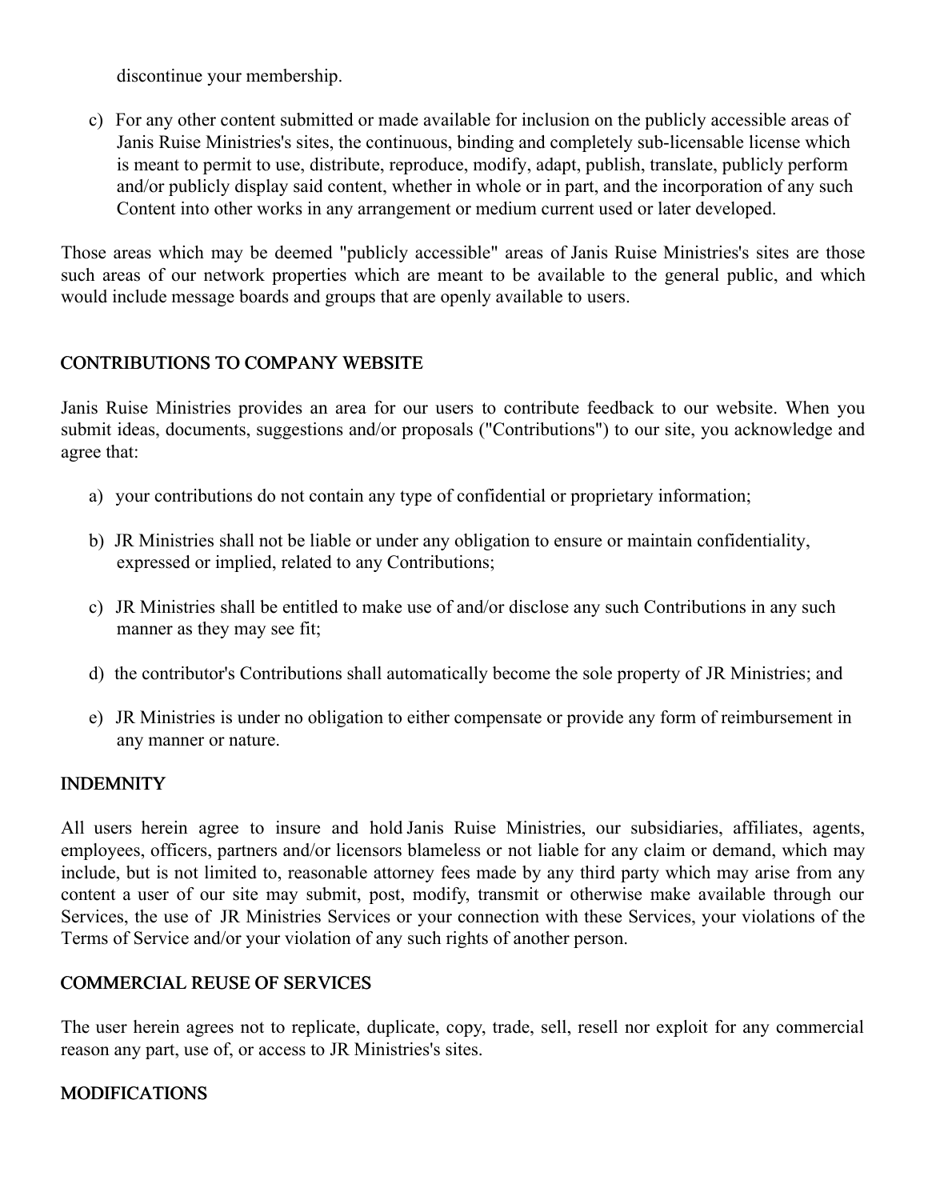discontinue your membership.

c) For any other content submitted or made available for inclusion on the publicly accessible areas of Janis Ruise Ministries's sites, the continuous, binding and completely sub-licensable license which is meant to permit to use, distribute, reproduce, modify, adapt, publish, translate, publicly perform and/or publicly display said content, whether in whole or in part, and the incorporation of any such Content into other works in any arrangement or medium current used or later developed.

Those areas which may be deemed "publicly accessible" areas of Janis Ruise Ministries's sites are those such areas of our network properties which are meant to be available to the general public, and which would include message boards and groups that are openly available to users.

## CONTRIBUTIONS TO COMPANY WEBSITE

Janis Ruise Ministries provides an area for our users to contribute feedback to our website. When you submit ideas, documents, suggestions and/or proposals ("Contributions") to our site, you acknowledge and agree that:

a) your contributions do not contain any type of confidential or proprietary information;

b) JR Ministries shall not be liable or under any obligation to ensure or maintain confidentiality, expressed or implied, related to any Contributions;

c) JR Ministries shall be entitled to make use of and/or disclose any such Contributions in any such manner as they may see fit;

d) the contributor's Contributions shall automatically become the sole property of JR Ministries; and

e) JR Ministries is under no obligation to either compensate or provide any form of reimbursement in any manner or nature.

## INDEMNITY

All users herein agree to insure and hold Janis Ruise Ministries, our subsidiaries, affiliates, agents, employees, officers, partners and/or licensors blameless or not liable for any claim or demand, which may include, but is not limited to, reasonable attorney fees made by any third party which may arise from any content a user of our site may submit, post, modify, transmit or otherwise make available through our Services, the use of JR Ministries Services or your connection with these Services, your violations of the Terms of Service and/or your violation of any such rights of another person.

## COMMERCIAL REUSE OF SERVICES

The user herein agrees not to replicate, duplicate, copy, trade, sell, resell nor exploit for any commercial reason any part, use of, or access to JR Ministries's sites.

## MODIFICATIONS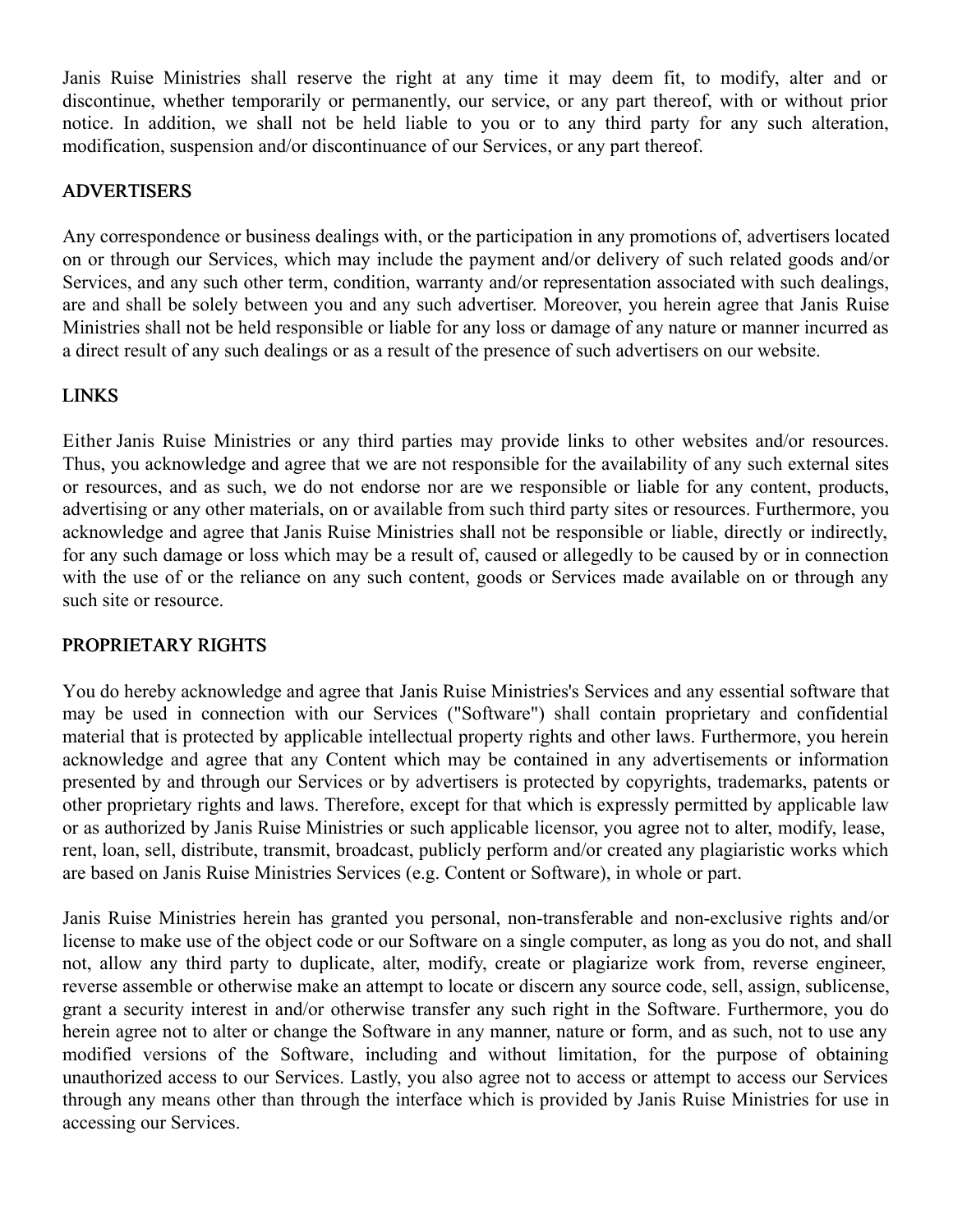Janis Ruise Ministries shall reserve the right at any time it may deem fit, to modify, alter and or discontinue, whether temporarily or permanently, our service, or any part thereof, with or without prior notice. In addition, we shall not be held liable to you or to any third party for any such alteration, modification, suspension and/or discontinuance of our Services, or any part thereof.

## ADVERTISERS

Any correspondence or business dealings with, or the participation in any promotions of, advertisers located on or through our Services, which may include the payment and/or delivery of such related goods and/or Services, and any such other term, condition, warranty and/or representation associated with such dealings, are and shall be solely between you and any such advertiser. Moreover, you herein agree that Janis Ruise Ministries shall not be held responsible or liable for any loss or damage of any nature or manner incurred as a direct result of any such dealings or as a result of the presence of such advertisers on our website.

## LINKS

Either Janis Ruise Ministries or any third parties may provide links to other websites and/or resources. Thus, you acknowledge and agree that we are not responsible for the availability of any such external sites or resources, and as such, we do not endorse nor are we responsible or liable for any content, products, advertising or any other materials, on or available from such third party sites or resources. Furthermore, you acknowledge and agree that Janis Ruise Ministries shall not be responsible or liable, directly or indirectly, for any such damage or loss which may be a result of, caused or allegedly to be caused by or in connection with the use of or the reliance on any such content, goods or Services made available on or through any such site or resource.

## PROPRIETARY RIGHTS

You do hereby acknowledge and agree that Janis Ruise Ministries's Services and any essential software that may be used in connection with our Services ("Software") shall contain proprietary and confidential material that is protected by applicable intellectual property rights and other laws. Furthermore, you herein acknowledge and agree that any Content which may be contained in any advertisements or information presented by and through our Services or by advertisers is protected by copyrights, trademarks, patents or other proprietary rights and laws. Therefore, except for that which is expressly permitted by applicable law or as authorized by Janis Ruise Ministries or such applicable licensor, you agree not to alter, modify, lease, rent, loan, sell, distribute, transmit, broadcast, publicly perform and/or created any plagiaristic works which are based on Janis Ruise Ministries Services (e.g. Content or Software), in whole or part.

Janis Ruise Ministries herein has granted you personal, non-transferable and non-exclusive rights and/or license to make use of the object code or our Software on a single computer, as long as you do not, and shall not, allow any third party to duplicate, alter, modify, create or plagiarize work from, reverse engineer, reverse assemble or otherwise make an attempt to locate or discern any source code, sell, assign, sublicense, grant a security interest in and/or otherwise transfer any such right in the Software. Furthermore, you do herein agree not to alter or change the Software in any manner, nature or form, and as such, not to use any modified versions of the Software, including and without limitation, for the purpose of obtaining unauthorized access to our Services. Lastly, you also agree not to access or attempt to access our Services through any means other than through the interface which is provided by Janis Ruise Ministries for use in accessing our Services.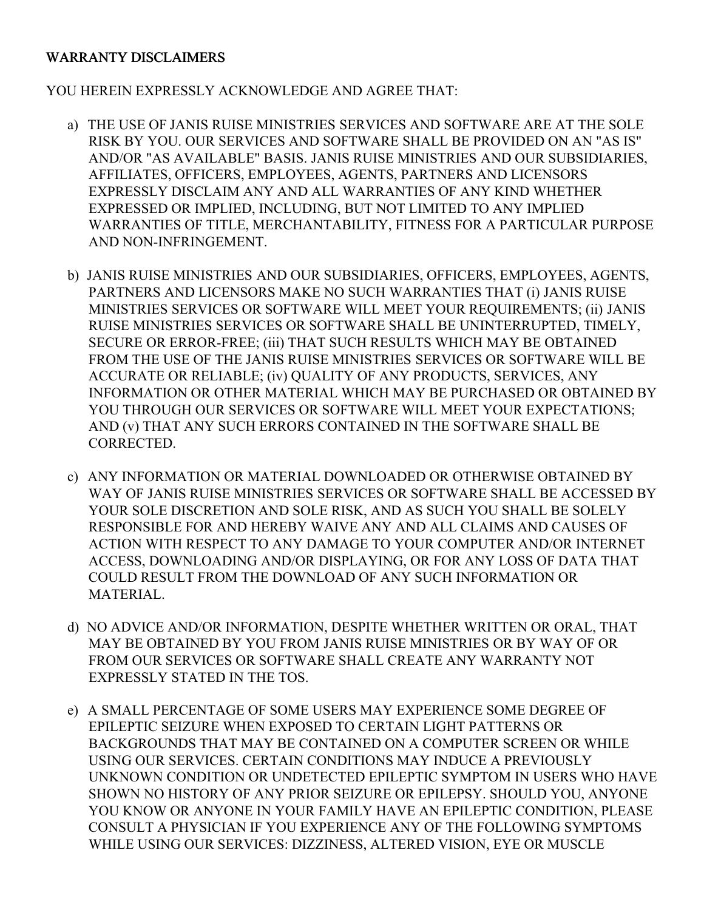## WARRANTY DISCLAIMERS

YOU HEREIN EXPRESSLY ACKNOWLEDGE AND AGREE THAT:

a) THE USE OF JANIS RUISE MINISTRIES SERVICES AND SOFTWARE ARE AT THE SOLE RISK BY YOU. OUR SERVICES AND SOFTWARE SHALL BE PROVIDED ON AN "AS IS" AND/OR "AS AVAILABLE" BASIS. JANIS RUISE MINISTRIES AND OUR SUBSIDIARIES, AFFILIATES, OFFICERS, EMPLOYEES, AGENTS, PARTNERS AND LICENSORS EXPRESSLY DISCLAIM ANY AND ALL WARRANTIES OF ANY KIND WHETHER EXPRESSED OR IMPLIED, INCLUDING, BUT NOT LIMITED TO ANY IMPLIED WARRANTIES OF TITLE, MERCHANTABILITY, FITNESS FOR A PARTICULAR PURPOSE AND NON-INFRINGEMENT.

b) JANIS RUISE MINISTRIES AND OUR SUBSIDIARIES, OFFICERS, EMPLOYEES, AGENTS, PARTNERS AND LICENSORS MAKE NO SUCH WARRANTIES THAT (i) JANIS RUISE MINISTRIES SERVICES OR SOFTWARE WILL MEET YOUR REQUIREMENTS; (ii) JANIS RUISE MINISTRIES SERVICES OR SOFTWARE SHALL BE UNINTERRUPTED, TIMELY, SECURE OR ERROR-FREE; (iii) THAT SUCH RESULTS WHICH MAY BE OBTAINED FROM THE USE OF THE JANIS RUISE MINISTRIES SERVICES OR SOFTWARE WILL BE ACCURATE OR RELIABLE; (iv) QUALITY OF ANY PRODUCTS, SERVICES, ANY INFORMATION OR OTHER MATERIAL WHICH MAY BE PURCHASED OR OBTAINED BY YOU THROUGH OUR SERVICES OR SOFTWARE WILL MEET YOUR EXPECTATIONS; AND (v) THAT ANY SUCH ERRORS CONTAINED IN THE SOFTWARE SHALL BE CORRECTED.

c) ANY INFORMATION OR MATERIAL DOWNLOADED OR OTHERWISE OBTAINED BY WAY OF JANIS RUISE MINISTRIES SERVICES OR SOFTWARE SHALL BE ACCESSED BY YOUR SOLE DISCRETION AND SOLE RISK, AND AS SUCH YOU SHALL BE SOLELY RESPONSIBLE FOR AND HEREBY WAIVE ANY AND ALL CLAIMS AND CAUSES OF ACTION WITH RESPECT TO ANY DAMAGE TO YOUR COMPUTER AND/OR INTERNET ACCESS, DOWNLOADING AND/OR DISPLAYING, OR FOR ANY LOSS OF DATA THAT COULD RESULT FROM THE DOWNLOAD OF ANY SUCH INFORMATION OR MATERIAL.

d) NO ADVICE AND/OR INFORMATION, DESPITE WHETHER WRITTEN OR ORAL, THAT MAY BE OBTAINED BY YOU FROM JANIS RUISE MINISTRIES OR BY WAY OF OR FROM OUR SERVICES OR SOFTWARE SHALL CREATE ANY WARRANTY NOT EXPRESSLY STATED IN THE TOS.

e) A SMALL PERCENTAGE OF SOME USERS MAY EXPERIENCE SOME DEGREE OF EPILEPTIC SEIZURE WHEN EXPOSED TO CERTAIN LIGHT PATTERNS OR BACKGROUNDS THAT MAY BE CONTAINED ON A COMPUTER SCREEN OR WHILE USING OUR SERVICES. CERTAIN CONDITIONS MAY INDUCE A PREVIOUSLY UNKNOWN CONDITION OR UNDETECTED EPILEPTIC SYMPTOM IN USERS WHO HAVE SHOWN NO HISTORY OF ANY PRIOR SEIZURE OR EPILEPSY. SHOULD YOU, ANYONE YOU KNOW OR ANYONE IN YOUR FAMILY HAVE AN EPILEPTIC CONDITION, PLEASE CONSULT A PHYSICIAN IF YOU EXPERIENCE ANY OF THE FOLLOWING SYMPTOMS WHILE USING OUR SERVICES: DIZZINESS, ALTERED VISION, EYE OR MUSCLE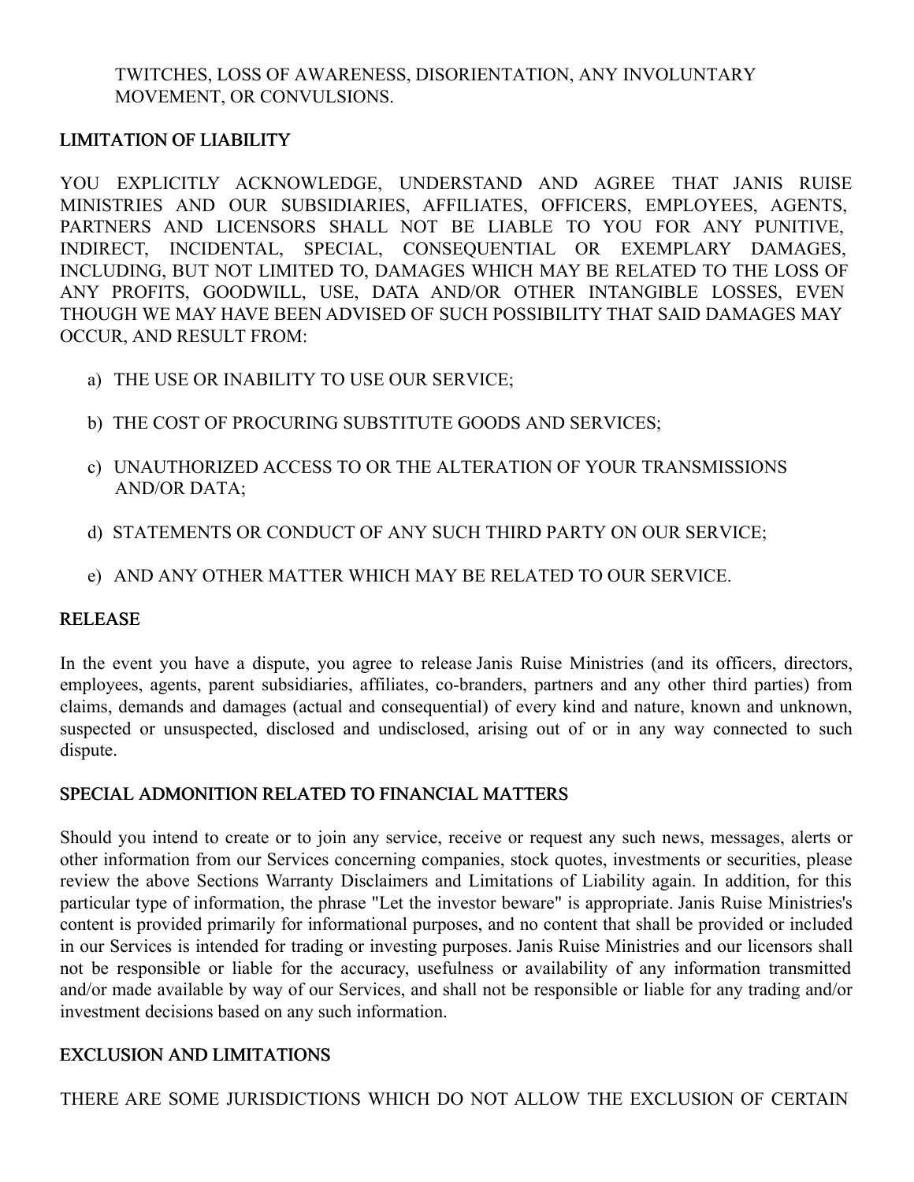TWITCHES, LOSS OF AWARENESS, DISORIENTATION, ANY INVOLUNTARY MOVEMENT, OR CONVULSIONS.

## LIMITATION OF LIABILITY

YOU EXPLICITLY ACKNOWLEDGE, UNDERSTAND AND AGREE THAT JANIS RUISE MINISTRIES AND OUR SUBSIDIARIES, AFFILIATES, OFFICERS, EMPLOYEES, AGENTS, PARTNERS AND LICENSORS SHALL NOT BE LIABLE TO YOU FOR ANY PUNITIVE, INDIRECT, INCIDENTAL, SPECIAL, CONSEQUENTIAL OR EXEMPLARY DAMAGES, INCLUDING, BUT NOT LIMITED TO, DAMAGES WHICH MAY BE RELATED TO THE LOSS OF ANY PROFITS, GOODWILL, USE, DATA AND/OR OTHER INTANGIBLE LOSSES, EVEN THOUGH WE MAY HAVE BEEN ADVISED OF SUCH POSSIBILITY THAT SAID DAMAGES MAY OCCUR, AND RESULT FROM:

a) THE USE OR INABILITY TO USE OUR SERVICE;

b) THE COST OF PROCURING SUBSTITUTE GOODS AND SERVICES;

c) UNAUTHORIZED ACCESS TO OR THE ALTERATION OF YOUR TRANSMISSIONS AND/OR DATA;

d) STATEMENTS OR CONDUCT OF ANY SUCH THIRD PARTY ON OUR SERVICE;

e) AND ANY OTHER MATTER WHICH MAY BE RELATED TO OUR SERVICE.

## RELEASE

In the event you have a dispute, you agree to release Janis Ruise Ministries (and its officers, directors, employees, agents, parent subsidiaries, affiliates, co-branders, partners and any other third parties) from claims, demands and damages (actual and consequential) of every kind and nature, known and unknown, suspected or unsuspected, disclosed and undisclosed, arising out of or in any way connected to such dispute.

## SPECIAL ADMONITION RELATED TO FINANCIAL MATTERS

Should you intend to create or to join any service, receive or request any such news, messages, alerts or other information from our Services concerning companies, stock quotes, investments or securities, please review the above Sections Warranty Disclaimers and Limitations of Liability again. In addition, for this particular type of information, the phrase "Let the investor beware" is appropriate. Janis Ruise Ministries's content is provided primarily for informational purposes, and no content that shall be provided or included in our Services is intended for trading or investing purposes. Janis Ruise Ministries and our licensors shall not be responsible or liable for the accuracy, usefulness or availability of any information transmitted and/or made available by way of our Services, and shall not be responsible or liable for any trading and/or investment decisions based on any such information.

## EXCLUSION AND LIMITATIONS

THERE ARE SOME JURISDICTIONS WHICH DO NOT ALLOW THE EXCLUSION OF CERTAIN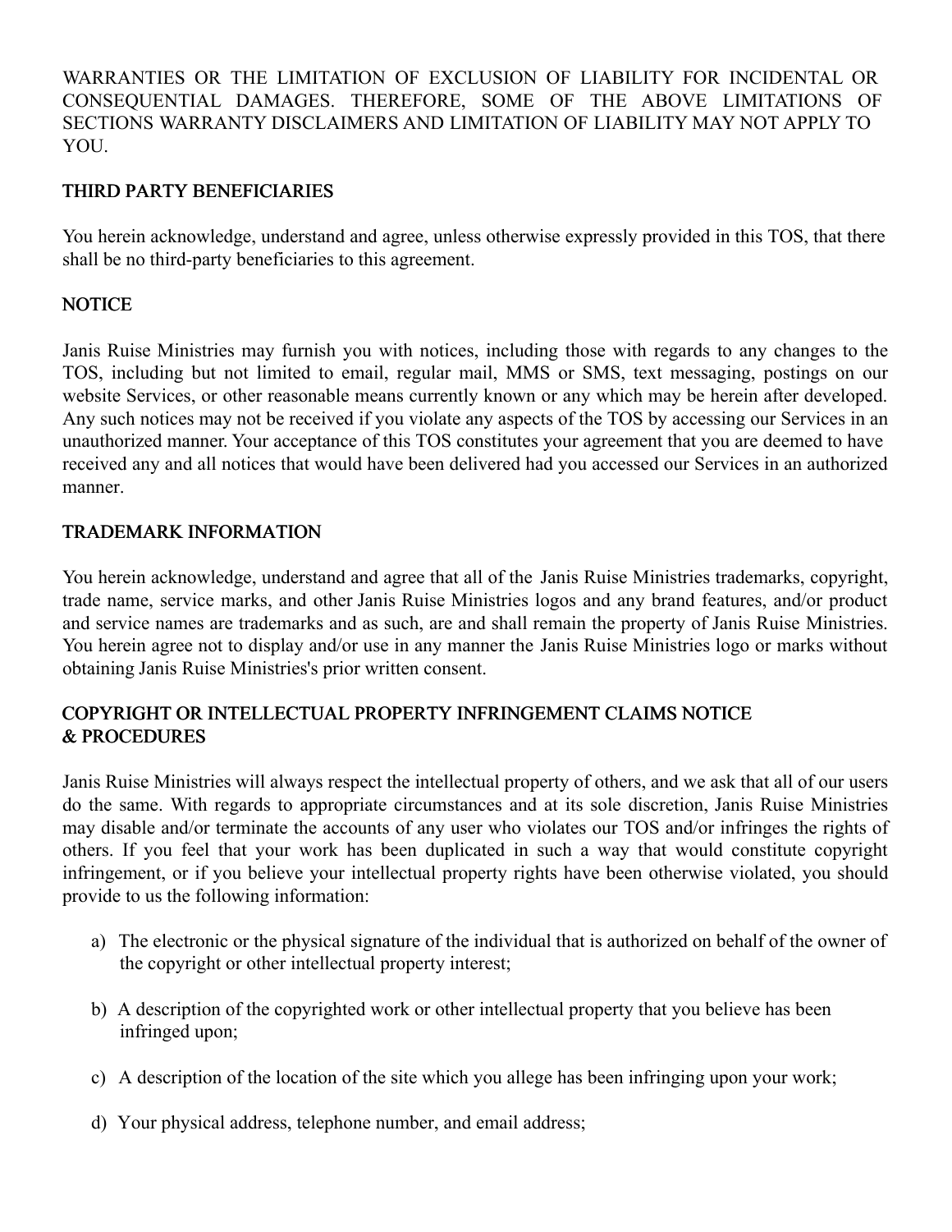WARRANTIES OR THE LIMITATION OF EXCLUSION OF LIABILITY FOR INCIDENTAL OR CONSEQUENTIAL DAMAGES. THEREFORE, SOME OF THE ABOVE LIMITATIONS OF SECTIONS WARRANTY DISCLAIMERS AND LIMITATION OF LIABILITY MAY NOT APPLY TO YOU.

## THIRD PARTY BENEFICIARIES

You herein acknowledge, understand and agree, unless otherwise expressly provided in this TOS, that there shall be no third-party beneficiaries to this agreement.

## NOTICE

Janis Ruise Ministries may furnish you with notices, including those with regards to any changes to the TOS, including but not limited to email, regular mail, MMS or SMS, text messaging, postings on our website Services, or other reasonable means currently known or any which may be herein after developed. Any such notices may not be received if you violate any aspects of the TOS by accessing our Services in an unauthorized manner. Your acceptance of this TOS constitutes your agreement that you are deemed to have received any and all notices that would have been delivered had you accessed our Services in an authorized manner.

## TRADEMARK INFORMATION

You herein acknowledge, understand and agree that all of the Janis Ruise Ministries trademarks, copyright, trade name, service marks, and other Janis Ruise Ministries logos and any brand features, and/or product and service names are trademarks and as such, are and shall remain the property of Janis Ruise Ministries. You herein agree not to display and/or use in any manner the Janis Ruise Ministries logo or marks without obtaining Janis Ruise Ministries's prior written consent.

## COPYRIGHT OR INTELLECTUAL PROPERTY INFRINGEMENT CLAIMS NOTICE & PROCEDURES

Janis Ruise Ministries will always respect the intellectual property of others, and we ask that all of our users do the same. With regards to appropriate circumstances and at its sole discretion, Janis Ruise Ministries may disable and/or terminate the accounts of any user who violates our TOS and/or infringes the rights of others. If you feel that your work has been duplicated in such a way that would constitute copyright infringement, or if you believe your intellectual property rights have been otherwise violated, you should provide to us the following information:

a) The electronic or the physical signature of the individual that is authorized on behalf of the owner of the copyright or other intellectual property interest;

b) A description of the copyrighted work or other intellectual property that you believe has been infringed upon;

c) A description of the location of the site which you allege has been infringing upon your work;

d) Your physical address, telephone number, and email address;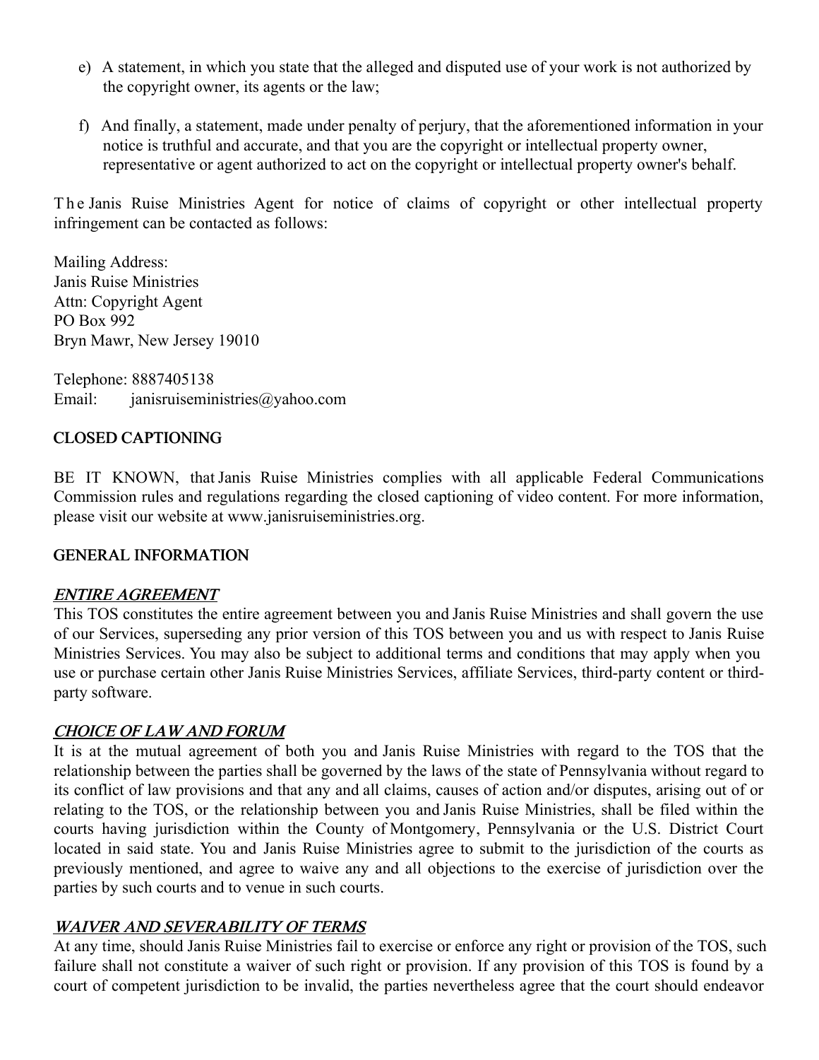e) A statement, in which you state that the alleged and disputed use of your work is not authorized by the copyright owner, its agents or the law;

f) And finally, a statement, made under penalty of perjury, that the aforementioned information in your notice is truthful and accurate, and that you are the copyright or intellectual property owner, representative or agent authorized to act on the copyright or intellectual property owner's behalf.

The Janis Ruise Ministries Agent for notice of claims of copyright or other intellectual property infringement can be contacted as follows:

Mailing Address:
Janis Ruise Ministries
Attn: Copyright Agent
PO Box 992
Bryn Mawr, New Jersey 19010

Telephone: 8887405138
Email: janisruiseministries@yahoo.com

## CLOSED CAPTIONING

BE IT KNOWN, that Janis Ruise Ministries complies with all applicable Federal Communications Commission rules and regulations regarding the closed captioning of video content. For more information, please visit our website at www.janisruiseministries.org.

## GENERAL INFORMATION

### *ENTIRE AGREEMENT*

This TOS constitutes the entire agreement between you and Janis Ruise Ministries and shall govern the use of our Services, superseding any prior version of this TOS between you and us with respect to Janis Ruise Ministries Services. You may also be subject to additional terms and conditions that may apply when you use or purchase certain other Janis Ruise Ministries Services, affiliate Services, third-party content or third-party software.

### *CHOICE OF LAW AND FORUM*

It is at the mutual agreement of both you and Janis Ruise Ministries with regard to the TOS that the relationship between the parties shall be governed by the laws of the state of Pennsylvania without regard to its conflict of law provisions and that any and all claims, causes of action and/or disputes, arising out of or relating to the TOS, or the relationship between you and Janis Ruise Ministries, shall be filed within the courts having jurisdiction within the County of Montgomery, Pennsylvania or the U.S. District Court located in said state. You and Janis Ruise Ministries agree to submit to the jurisdiction of the courts as previously mentioned, and agree to waive any and all objections to the exercise of jurisdiction over the parties by such courts and to venue in such courts.

### *WAIVER AND SEVERABILITY OF TERMS*

At any time, should Janis Ruise Ministries fail to exercise or enforce any right or provision of the TOS, such failure shall not constitute a waiver of such right or provision. If any provision of this TOS is found by a court of competent jurisdiction to be invalid, the parties nevertheless agree that the court should endeavor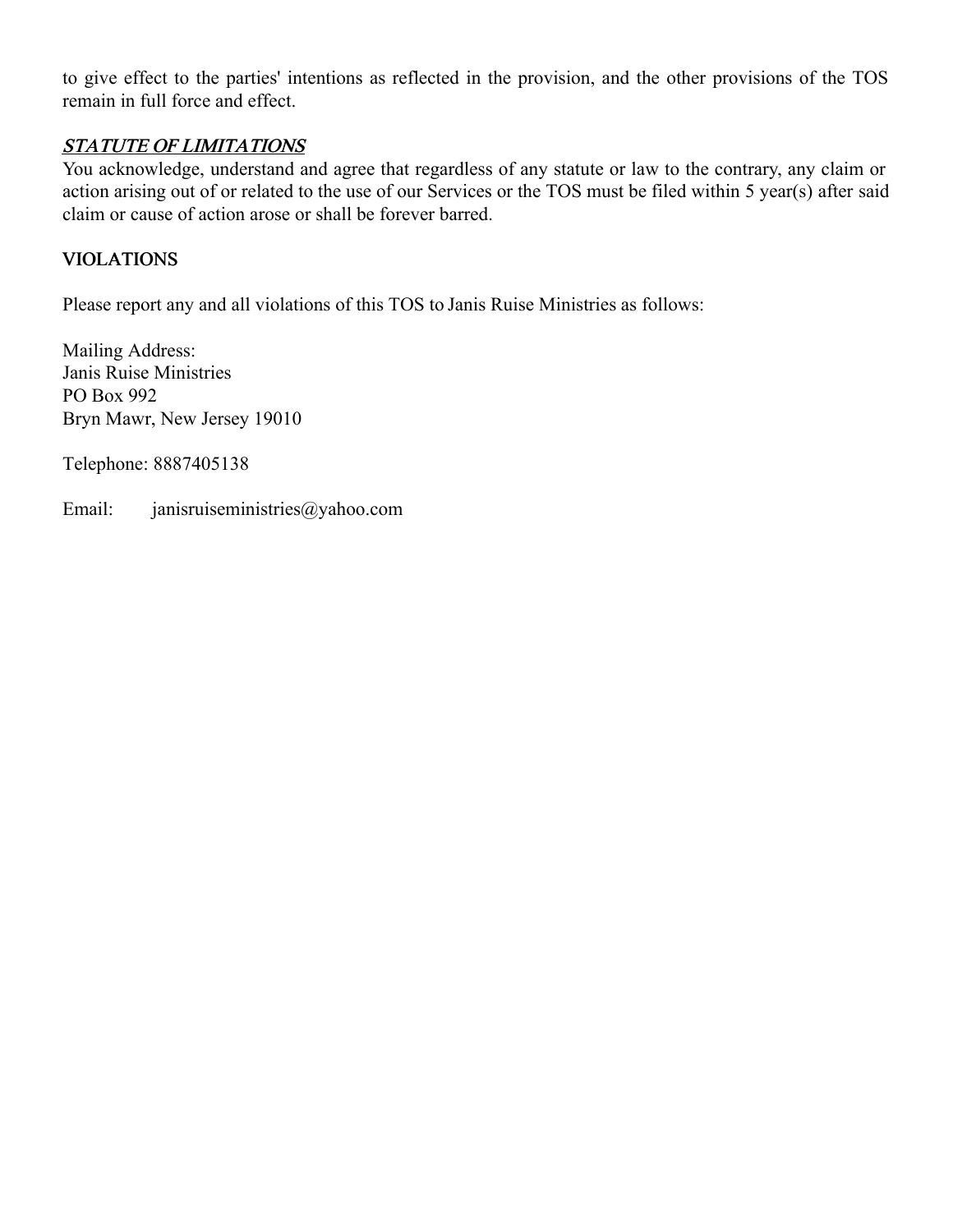to give effect to the parties' intentions as reflected in the provision, and the other provisions of the TOS remain in full force and effect.

## ***STATUTE OF LIMITATIONS***

You acknowledge, understand and agree that regardless of any statute or law to the contrary, any claim or action arising out of or related to the use of our Services or the TOS must be filed within 5 year(s) after said claim or cause of action arose or shall be forever barred.

## VIOLATIONS

Please report any and all violations of this TOS to Janis Ruise Ministries as follows:

Mailing Address:
Janis Ruise Ministries
PO Box 992
Bryn Mawr, New Jersey 19010

Telephone: 8887405138

Email: janisruiseministries@yahoo.com